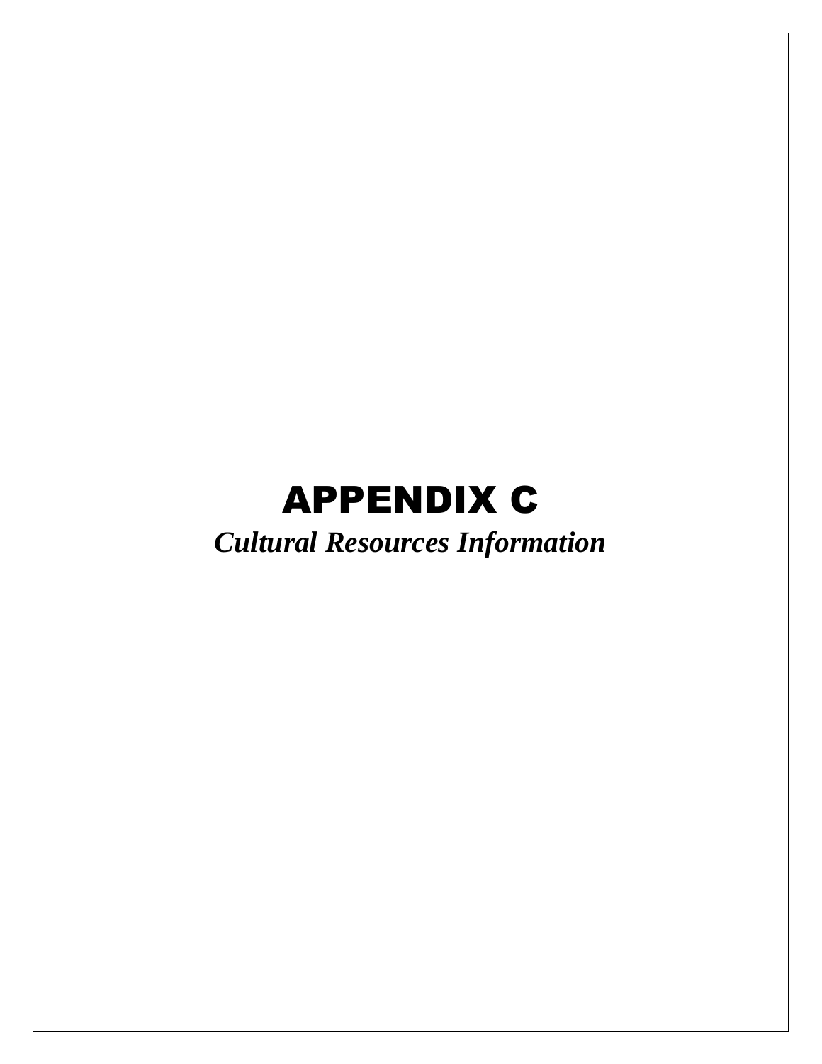# APPENDIX C

***Cultural Resources Information***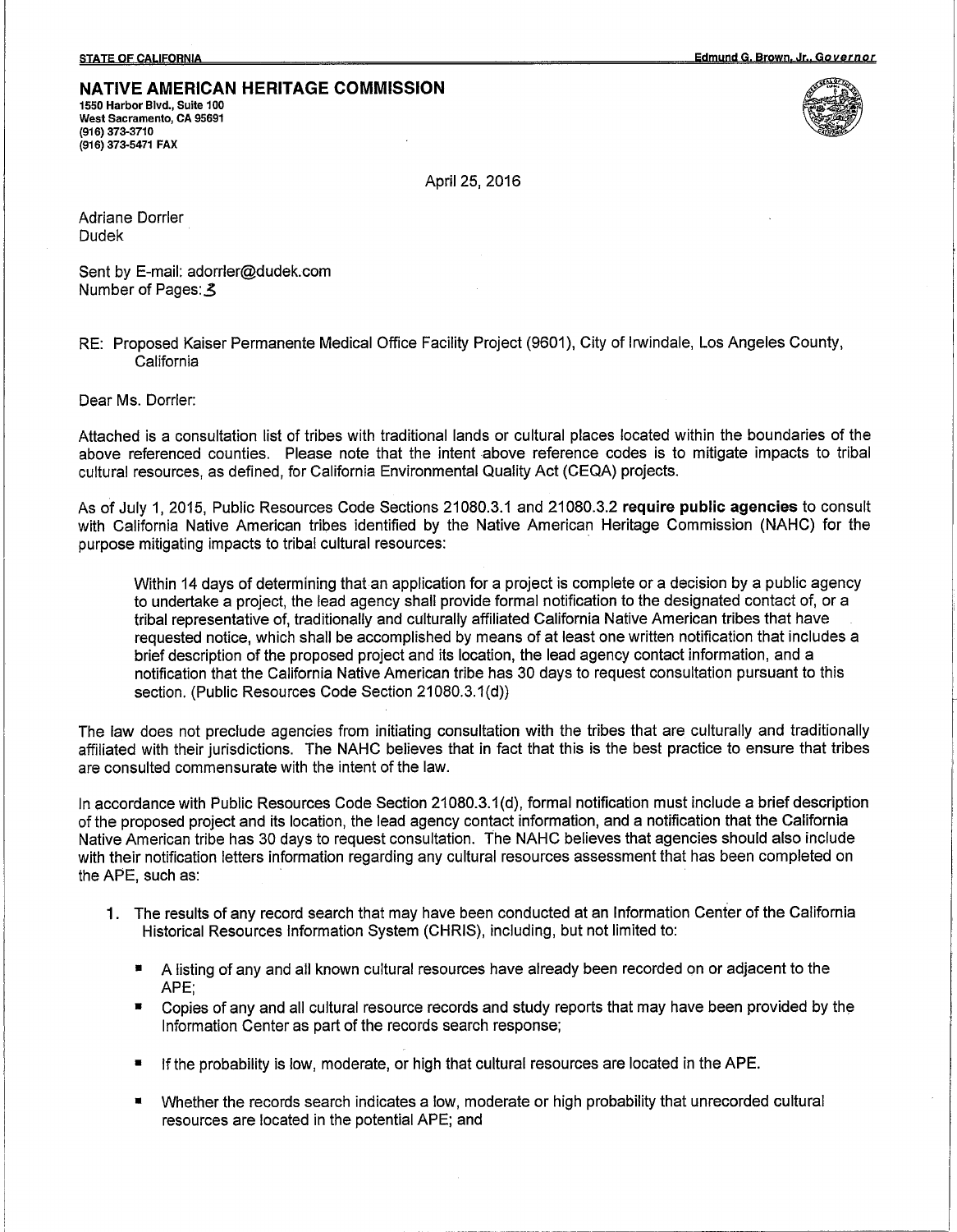STATE OF CALIFORNIA — Edmund G. Brown, Jr., Governor

**NATIVE AMERICAN HERITAGE COMMISSION**
1550 Harbor Blvd., Suite 100
West Sacramento, CA 95691
(916) 373-3710
(916) 373-5471 FAX

April 25, 2016

Adriane Dorrler
Dudek

Sent by E-mail: adorrler@dudek.com
Number of Pages: 3

RE: Proposed Kaiser Permanente Medical Office Facility Project (9601), City of Irwindale, Los Angeles County, California

Dear Ms. Dorrler:

Attached is a consultation list of tribes with traditional lands or cultural places located within the boundaries of the above referenced counties. Please note that the intent above reference codes is to mitigate impacts to tribal cultural resources, as defined, for California Environmental Quality Act (CEQA) projects.

As of July 1, 2015, Public Resources Code Sections 21080.3.1 and 21080.3.2 **require public agencies** to consult with California Native American tribes identified by the Native American Heritage Commission (NAHC) for the purpose mitigating impacts to tribal cultural resources:

> Within 14 days of determining that an application for a project is complete or a decision by a public agency to undertake a project, the lead agency shall provide formal notification to the designated contact of, or a tribal representative of, traditionally and culturally affiliated California Native American tribes that have requested notice, which shall be accomplished by means of at least one written notification that includes a brief description of the proposed project and its location, the lead agency contact information, and a notification that the California Native American tribe has 30 days to request consultation pursuant to this section. (Public Resources Code Section 21080.3.1(d))

The law does not preclude agencies from initiating consultation with the tribes that are culturally and traditionally affiliated with their jurisdictions. The NAHC believes that in fact that this is the best practice to ensure that tribes are consulted commensurate with the intent of the law.

In accordance with Public Resources Code Section 21080.3.1(d), formal notification must include a brief description of the proposed project and its location, the lead agency contact information, and a notification that the California Native American tribe has 30 days to request consultation. The NAHC believes that agencies should also include with their notification letters information regarding any cultural resources assessment that has been completed on the APE, such as:

1. The results of any record search that may have been conducted at an Information Center of the California Historical Resources Information System (CHRIS), including, but not limited to:
   - A listing of any and all known cultural resources have already been recorded on or adjacent to the APE;
   - Copies of any and all cultural resource records and study reports that may have been provided by the Information Center as part of the records search response;
   - If the probability is low, moderate, or high that cultural resources are located in the APE.
   - Whether the records search indicates a low, moderate or high probability that unrecorded cultural resources are located in the potential APE; and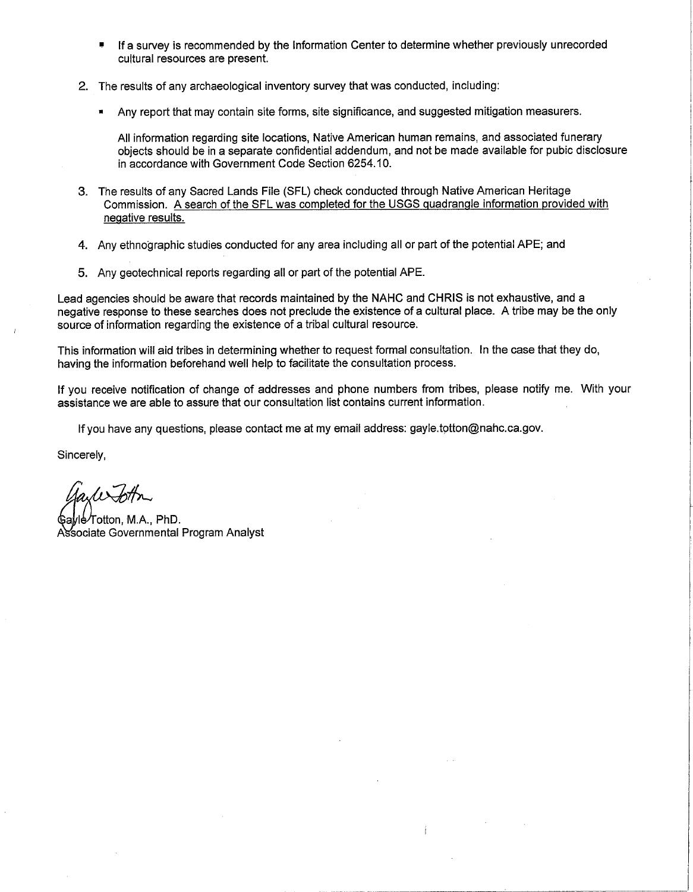- If a survey is recommended by the Information Center to determine whether previously unrecorded cultural resources are present.

2. The results of any archaeological inventory survey that was conducted, including:

   - Any report that may contain site forms, site significance, and suggested mitigation measurers.

   All information regarding site locations, Native American human remains, and associated funerary objects should be in a separate confidential addendum, and not be made available for pubic disclosure in accordance with Government Code Section 6254.10.

3. The results of any Sacred Lands File (SFL) check conducted through Native American Heritage Commission. <u>A search of the SFL was completed for the USGS quadrangle information provided with negative results.</u>

4. Any ethnographic studies conducted for any area including all or part of the potential APE; and

5. Any geotechnical reports regarding all or part of the potential APE.

Lead agencies should be aware that records maintained by the NAHC and CHRIS is not exhaustive, and a negative response to these searches does not preclude the existence of a cultural place. A tribe may be the only source of information regarding the existence of a tribal cultural resource.

This information will aid tribes in determining whether to request formal consultation. In the case that they do, having the information beforehand well help to facilitate the consultation process.

If you receive notification of change of addresses and phone numbers from tribes, please notify me. With your assistance we are able to assure that our consultation list contains current information.

If you have any questions, please contact me at my email address: gayle.totton@nahc.ca.gov.

Sincerely,

Gayle Totton, M.A., PhD.
Associate Governmental Program Analyst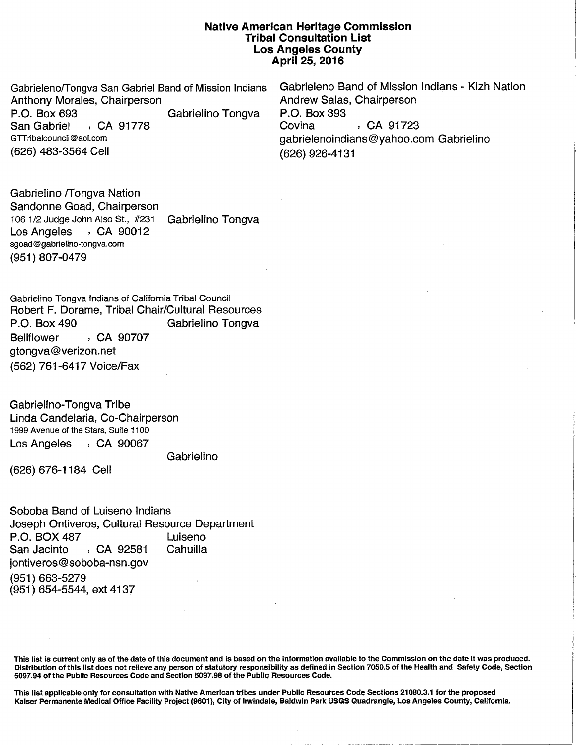**Native American Heritage Commission**
**Tribal Consultation List**
**Los Angeles County**
**April 25, 2016**

Gabrieleno/Tongva San Gabriel Band of Mission Indians
Anthony Morales, Chairperson
P.O. Box 693 — Gabrielino Tongva
San Gabriel , CA 91778
GTTribalcouncil@aol.com
(626) 483-3564 Cell

Gabrieleno Band of Mission Indians - Kizh Nation
Andrew Salas, Chairperson
P.O. Box 393
Covina , CA 91723
gabrielenoindians@yahoo.com Gabrielino
(626) 926-4131

Gabrielino /Tongva Nation
Sandonne Goad, Chairperson
106 1/2 Judge John Aiso St., #231 — Gabrielino Tongva
Los Angeles , CA 90012
sgoad@gabrielino-tongva.com
(951) 807-0479

Gabrielino Tongva Indians of California Tribal Council
Robert F. Dorame, Tribal Chair/Cultural Resources
P.O. Box 490 — Gabrielino Tongva
Bellflower , CA 90707
gtongva@verizon.net
(562) 761-6417 Voice/Fax

Gabrielino-Tongva Tribe
Linda Candelaria, Co-Chairperson
1999 Avenue of the Stars, Suite 1100
Los Angeles , CA 90067
Gabrielino
(626) 676-1184 Cell

Soboba Band of Luiseno Indians
Joseph Ontiveros, Cultural Resource Department
P.O. BOX 487 — Luiseno
San Jacinto , CA 92581 — Cahuilla
jontiveros@soboba-nsn.gov
(951) 663-5279
(951) 654-5544, ext 4137

**This list is current only as of the date of this document and is based on the information available to the Commission on the date it was produced. Distribution of this list does not relieve any person of statutory responsibility as defined in Section 7050.5 of the Health and Safety Code, Section 5097.94 of the Public Resources Code and Section 5097.98 of the Public Resources Code.**

**This list applicable only for consultation with Native American tribes under Public Resources Code Sections 21080.3.1 for the proposed Kaiser Permanente Medical Office Facility Project (9601), City of Irwindale, Baldwin Park USGS Quadrangle, Los Angeles County, California.**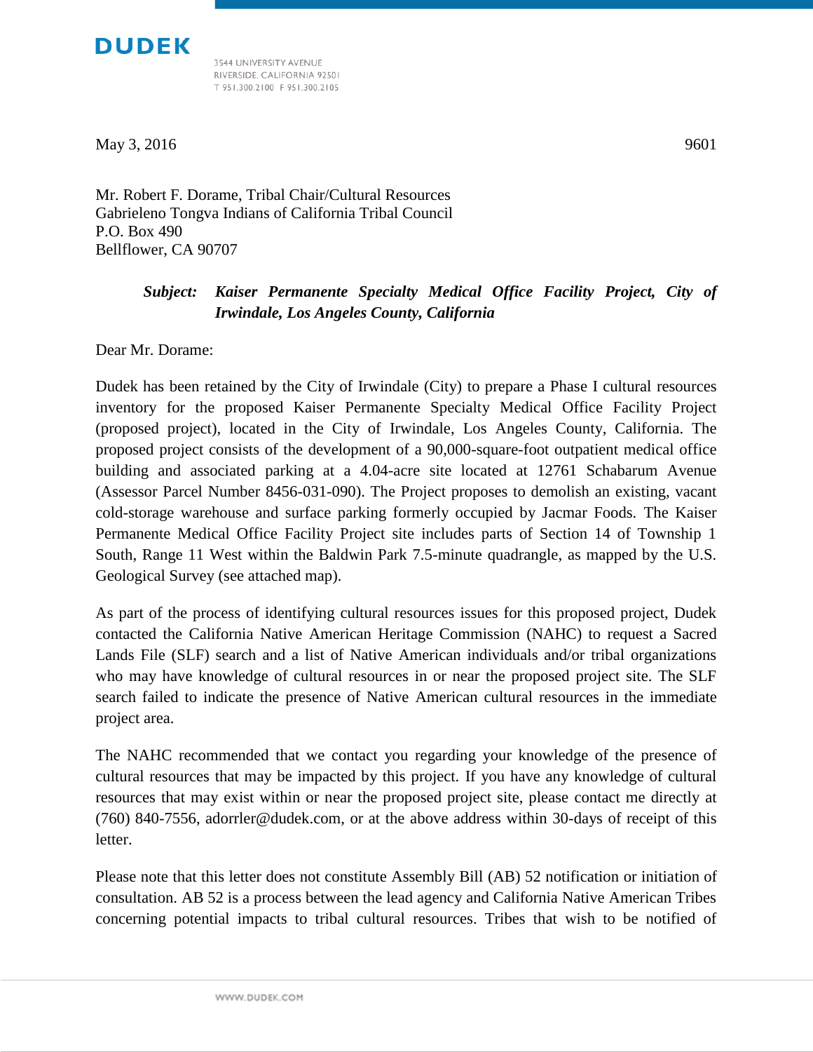**DUDEK**

3544 UNIVERSITY AVENUE
RIVERSIDE, CALIFORNIA 92501
T 951.300.2100 F 951.300.2105

May 3, 2016 9601

Mr. Robert F. Dorame, Tribal Chair/Cultural Resources
Gabrieleno Tongva Indians of California Tribal Council
P.O. Box 490
Bellflower, CA 90707

***Subject: Kaiser Permanente Specialty Medical Office Facility Project, City of Irwindale, Los Angeles County, California***

Dear Mr. Dorame:

Dudek has been retained by the City of Irwindale (City) to prepare a Phase I cultural resources inventory for the proposed Kaiser Permanente Specialty Medical Office Facility Project (proposed project), located in the City of Irwindale, Los Angeles County, California. The proposed project consists of the development of a 90,000-square-foot outpatient medical office building and associated parking at a 4.04-acre site located at 12761 Schabarum Avenue (Assessor Parcel Number 8456-031-090). The Project proposes to demolish an existing, vacant cold-storage warehouse and surface parking formerly occupied by Jacmar Foods. The Kaiser Permanente Medical Office Facility Project site includes parts of Section 14 of Township 1 South, Range 11 West within the Baldwin Park 7.5-minute quadrangle, as mapped by the U.S. Geological Survey (see attached map).

As part of the process of identifying cultural resources issues for this proposed project, Dudek contacted the California Native American Heritage Commission (NAHC) to request a Sacred Lands File (SLF) search and a list of Native American individuals and/or tribal organizations who may have knowledge of cultural resources in or near the proposed project site. The SLF search failed to indicate the presence of Native American cultural resources in the immediate project area.

The NAHC recommended that we contact you regarding your knowledge of the presence of cultural resources that may be impacted by this project. If you have any knowledge of cultural resources that may exist within or near the proposed project site, please contact me directly at (760) 840-7556, adorrler@dudek.com, or at the above address within 30-days of receipt of this letter.

Please note that this letter does not constitute Assembly Bill (AB) 52 notification or initiation of consultation. AB 52 is a process between the lead agency and California Native American Tribes concerning potential impacts to tribal cultural resources. Tribes that wish to be notified of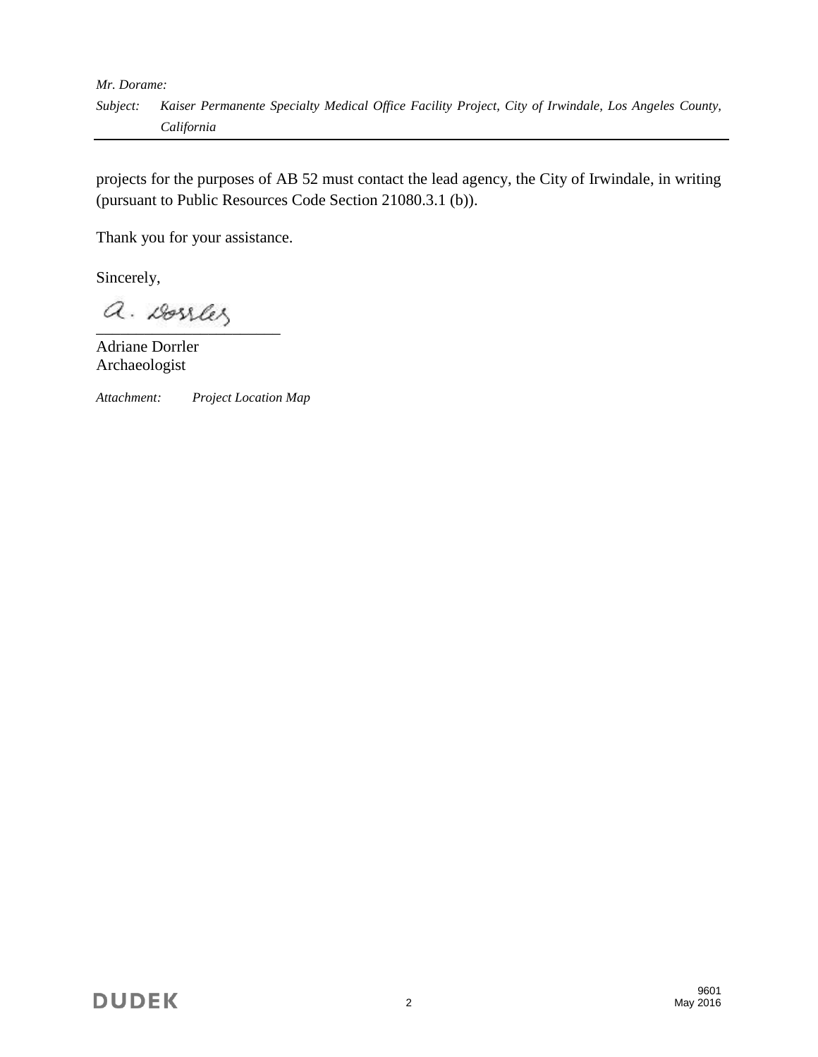projects for the purposes of AB 52 must contact the lead agency, the City of Irwindale, in writing (pursuant to Public Resources Code Section 21080.3.1 (b)).

Thank you for your assistance.

Sincerely,

Adriane Dorrler
Archaeologist

*Attachment: Project Location Map*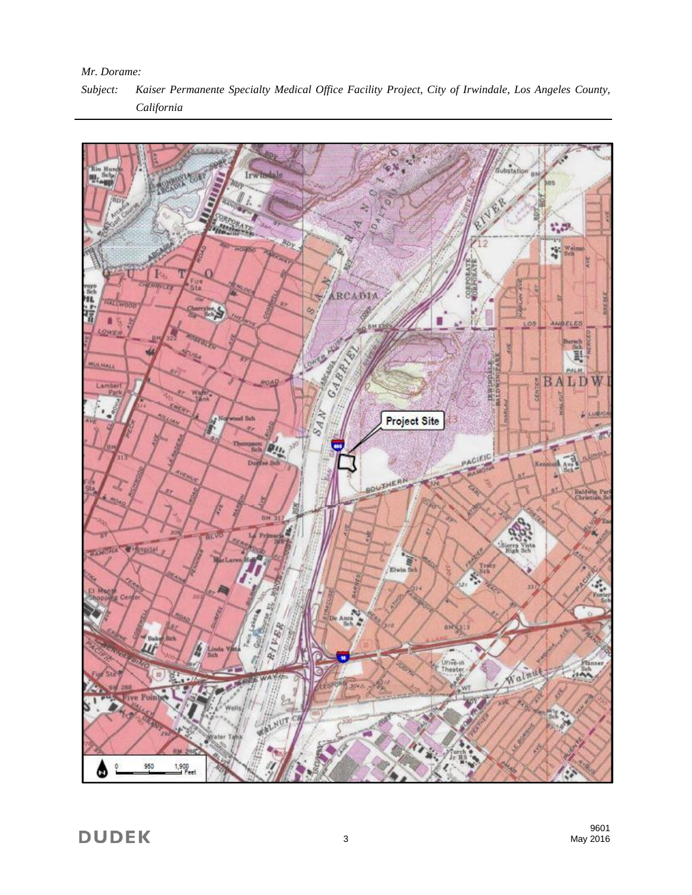*Mr. Dorame:*

*Subject: Kaiser Permanente Specialty Medical Office Facility Project, City of Irwindale, Los Angeles County, California*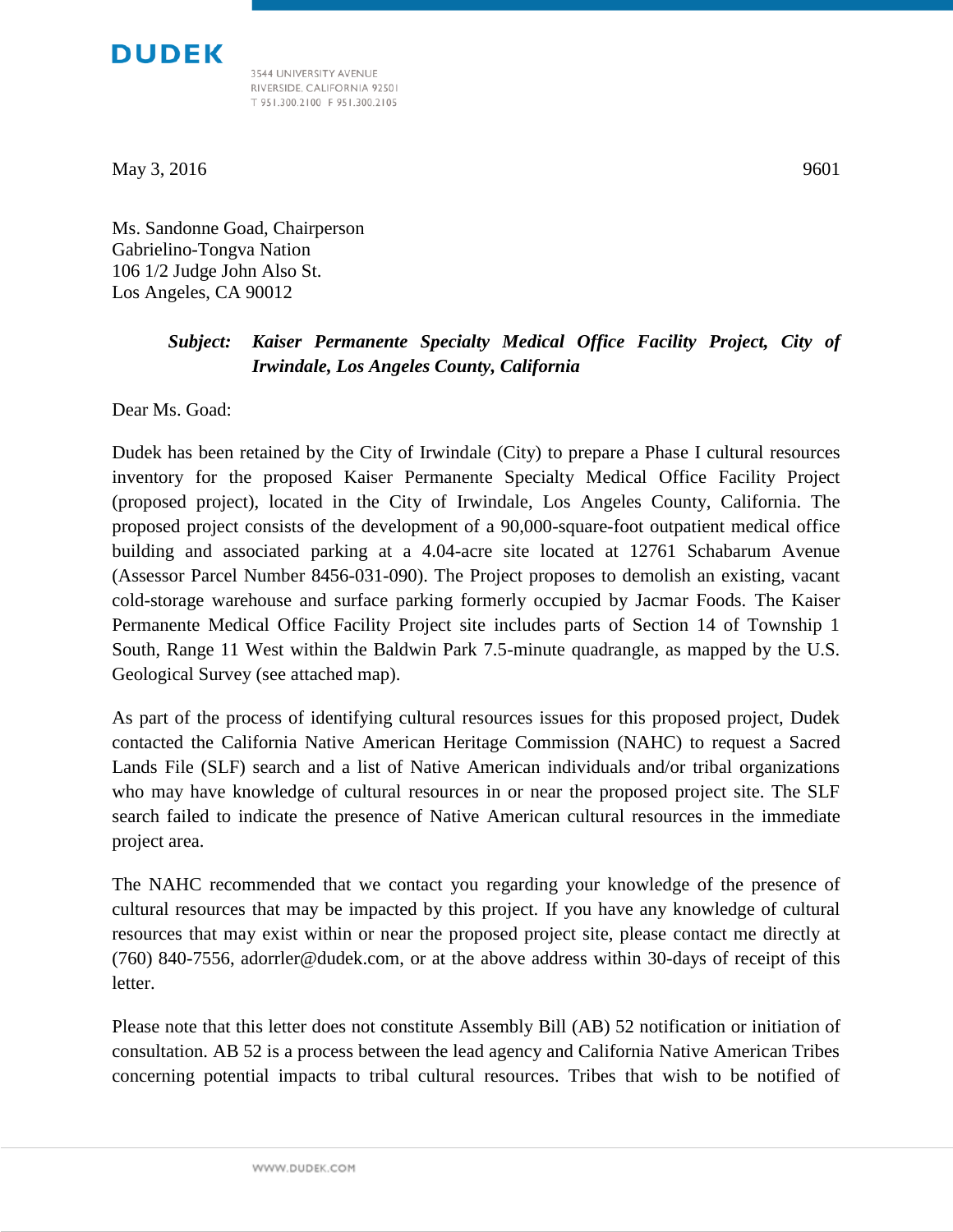**DUDEK**

3544 UNIVERSITY AVENUE
RIVERSIDE, CALIFORNIA 92501
T 951.300.2100 F 951.300.2105

May 3, 2016 9601

Ms. Sandonne Goad, Chairperson
Gabrielino-Tongva Nation
106 1/2 Judge John Also St.
Los Angeles, CA 90012

***Subject: Kaiser Permanente Specialty Medical Office Facility Project, City of Irwindale, Los Angeles County, California***

Dear Ms. Goad:

Dudek has been retained by the City of Irwindale (City) to prepare a Phase I cultural resources inventory for the proposed Kaiser Permanente Specialty Medical Office Facility Project (proposed project), located in the City of Irwindale, Los Angeles County, California. The proposed project consists of the development of a 90,000-square-foot outpatient medical office building and associated parking at a 4.04-acre site located at 12761 Schabarum Avenue (Assessor Parcel Number 8456-031-090). The Project proposes to demolish an existing, vacant cold-storage warehouse and surface parking formerly occupied by Jacmar Foods. The Kaiser Permanente Medical Office Facility Project site includes parts of Section 14 of Township 1 South, Range 11 West within the Baldwin Park 7.5-minute quadrangle, as mapped by the U.S. Geological Survey (see attached map).

As part of the process of identifying cultural resources issues for this proposed project, Dudek contacted the California Native American Heritage Commission (NAHC) to request a Sacred Lands File (SLF) search and a list of Native American individuals and/or tribal organizations who may have knowledge of cultural resources in or near the proposed project site. The SLF search failed to indicate the presence of Native American cultural resources in the immediate project area.

The NAHC recommended that we contact you regarding your knowledge of the presence of cultural resources that may be impacted by this project. If you have any knowledge of cultural resources that may exist within or near the proposed project site, please contact me directly at (760) 840-7556, adorrler@dudek.com, or at the above address within 30-days of receipt of this letter.

Please note that this letter does not constitute Assembly Bill (AB) 52 notification or initiation of consultation. AB 52 is a process between the lead agency and California Native American Tribes concerning potential impacts to tribal cultural resources. Tribes that wish to be notified of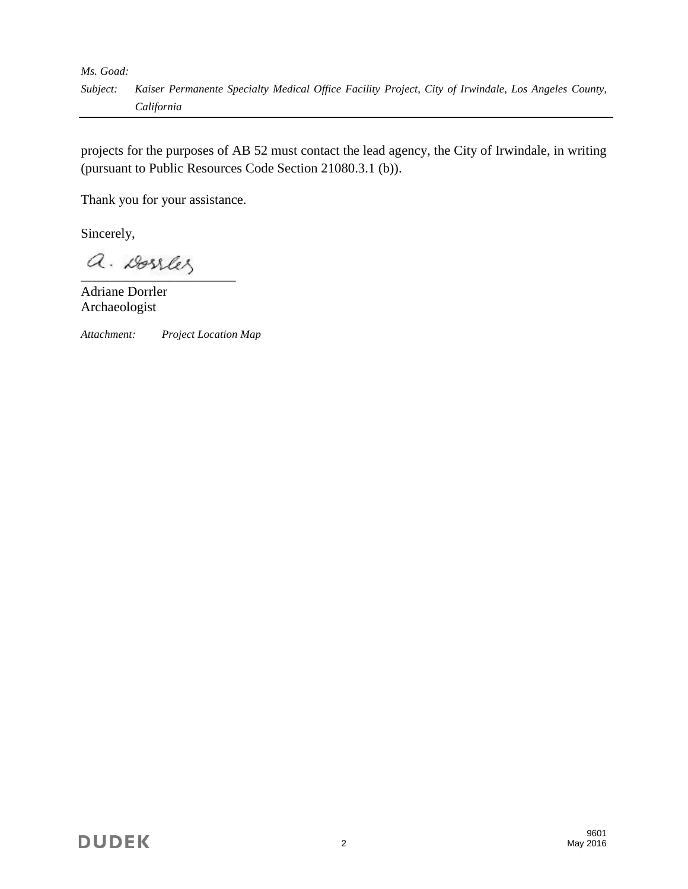projects for the purposes of AB 52 must contact the lead agency, the City of Irwindale, in writing (pursuant to Public Resources Code Section 21080.3.1 (b)).

Thank you for your assistance.

Sincerely,

Adriane Dorrler
Archaeologist

*Attachment: Project Location Map*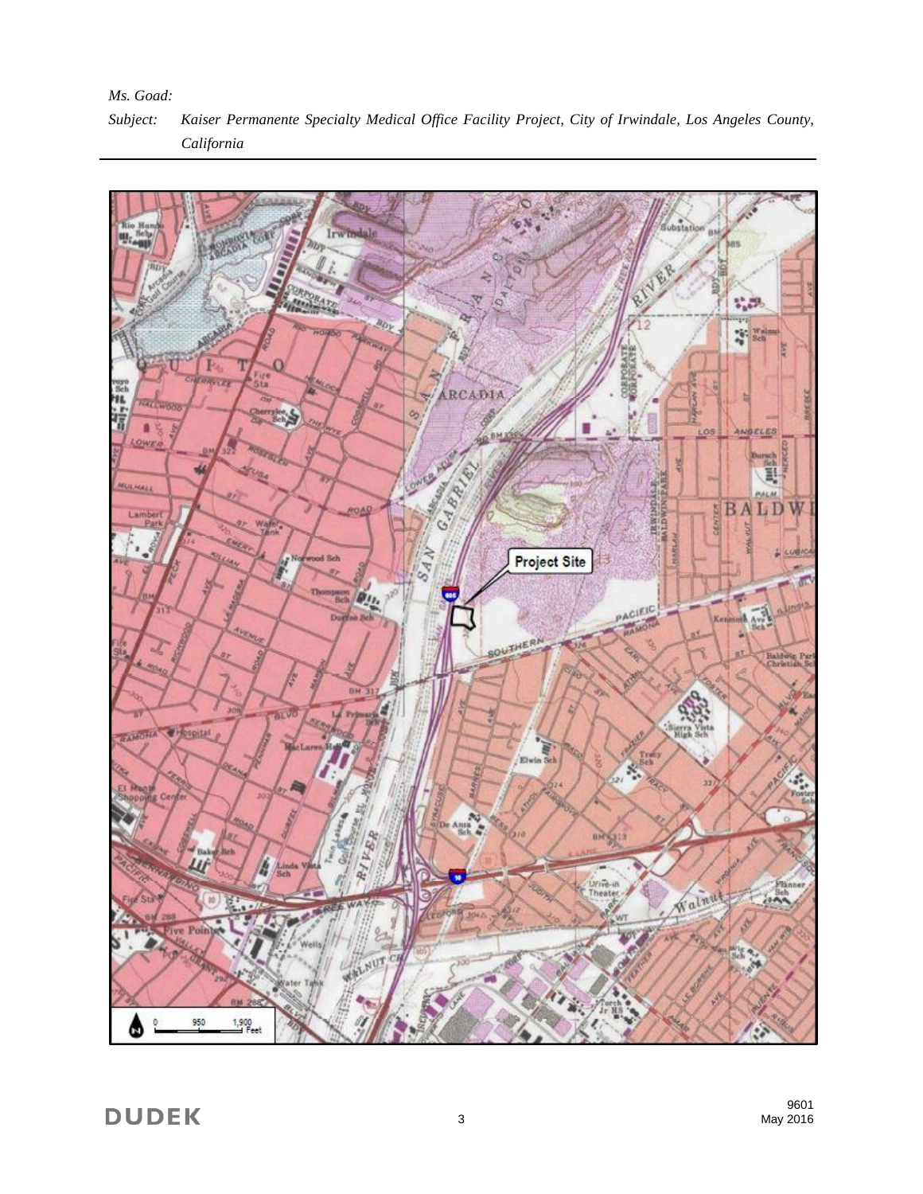*Ms. Goad:*

*Subject: Kaiser Permanente Specialty Medical Office Facility Project, City of Irwindale, Los Angeles County, California*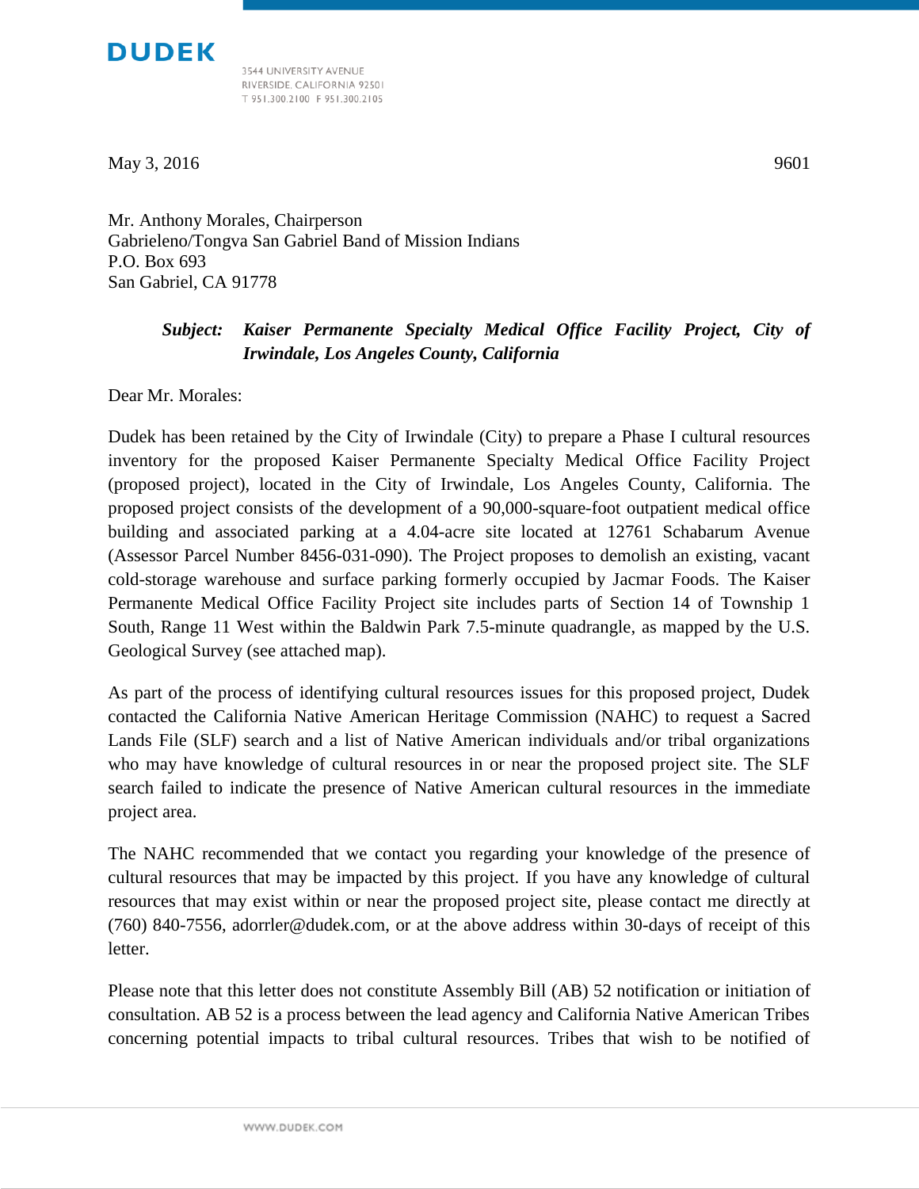**DUDEK**

3544 UNIVERSITY AVENUE
RIVERSIDE, CALIFORNIA 92501
T 951.300.2100 F 951.300.2105

May 3, 2016 9601

Mr. Anthony Morales, Chairperson
Gabrieleno/Tongva San Gabriel Band of Mission Indians
P.O. Box 693
San Gabriel, CA 91778

***Subject: Kaiser Permanente Specialty Medical Office Facility Project, City of Irwindale, Los Angeles County, California***

Dear Mr. Morales:

Dudek has been retained by the City of Irwindale (City) to prepare a Phase I cultural resources inventory for the proposed Kaiser Permanente Specialty Medical Office Facility Project (proposed project), located in the City of Irwindale, Los Angeles County, California. The proposed project consists of the development of a 90,000-square-foot outpatient medical office building and associated parking at a 4.04-acre site located at 12761 Schabarum Avenue (Assessor Parcel Number 8456-031-090). The Project proposes to demolish an existing, vacant cold-storage warehouse and surface parking formerly occupied by Jacmar Foods. The Kaiser Permanente Medical Office Facility Project site includes parts of Section 14 of Township 1 South, Range 11 West within the Baldwin Park 7.5-minute quadrangle, as mapped by the U.S. Geological Survey (see attached map).

As part of the process of identifying cultural resources issues for this proposed project, Dudek contacted the California Native American Heritage Commission (NAHC) to request a Sacred Lands File (SLF) search and a list of Native American individuals and/or tribal organizations who may have knowledge of cultural resources in or near the proposed project site. The SLF search failed to indicate the presence of Native American cultural resources in the immediate project area.

The NAHC recommended that we contact you regarding your knowledge of the presence of cultural resources that may be impacted by this project. If you have any knowledge of cultural resources that may exist within or near the proposed project site, please contact me directly at (760) 840-7556, adorrler@dudek.com, or at the above address within 30-days of receipt of this letter.

Please note that this letter does not constitute Assembly Bill (AB) 52 notification or initiation of consultation. AB 52 is a process between the lead agency and California Native American Tribes concerning potential impacts to tribal cultural resources. Tribes that wish to be notified of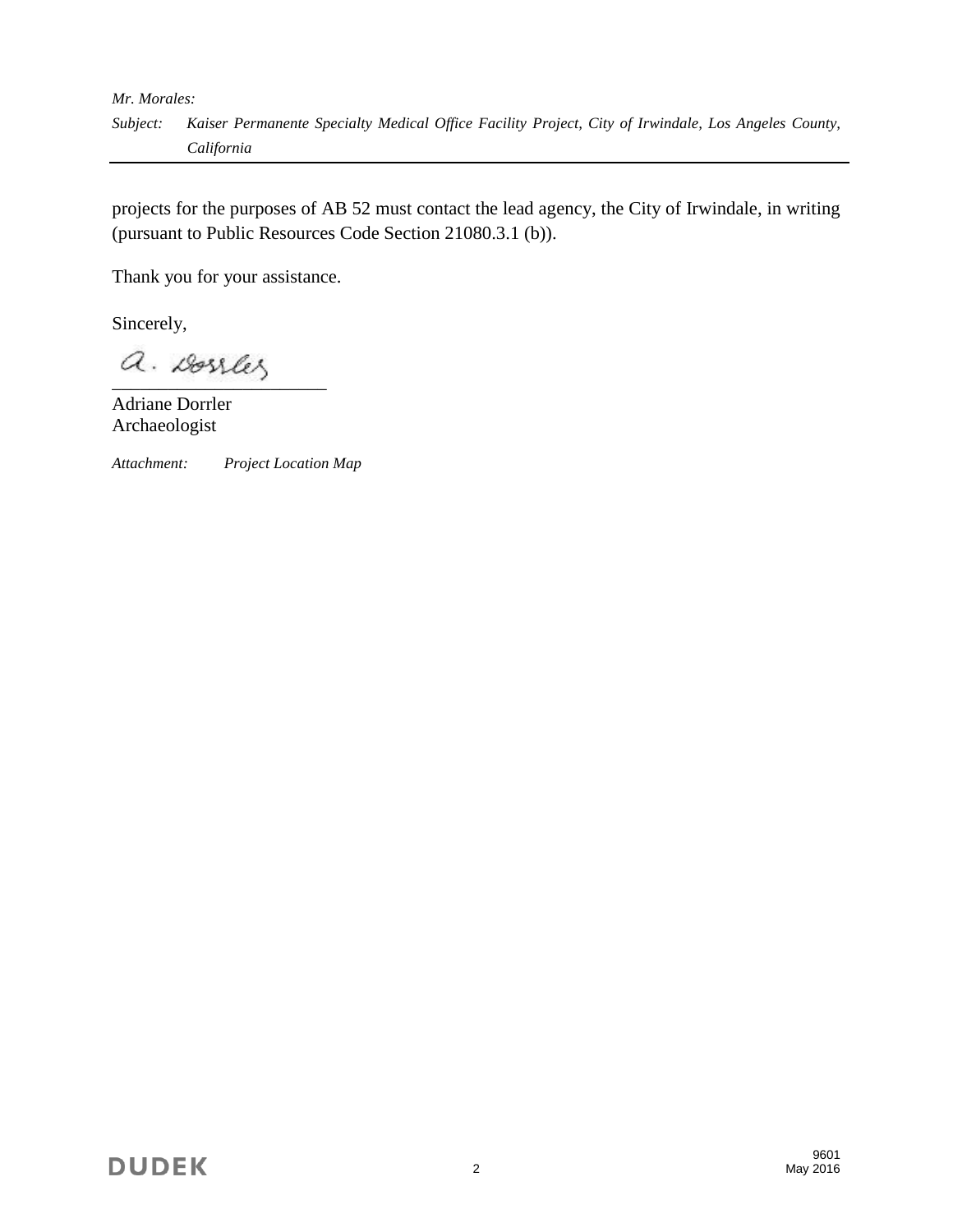projects for the purposes of AB 52 must contact the lead agency, the City of Irwindale, in writing (pursuant to Public Resources Code Section 21080.3.1 (b)).

Thank you for your assistance.

Sincerely,

Adriane Dorrler
Archaeologist

*Attachment:* *Project Location Map*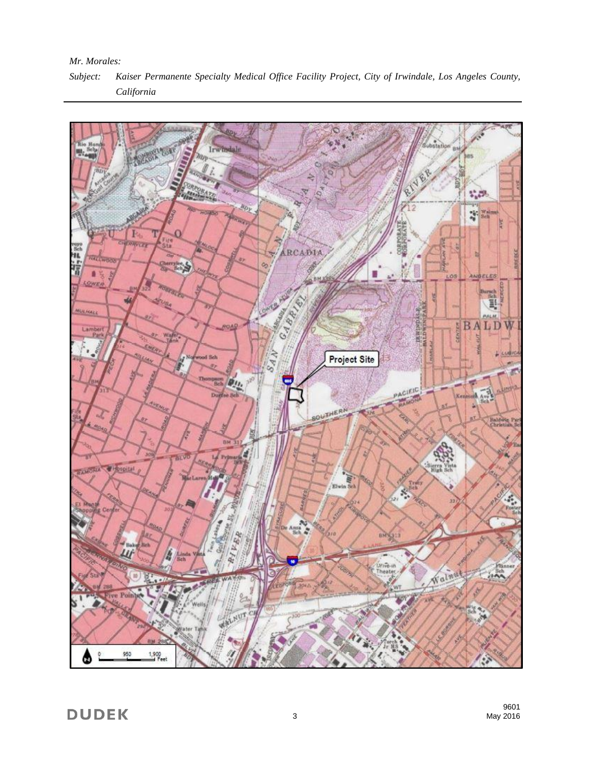*Mr. Morales:*

*Subject: Kaiser Permanente Specialty Medical Office Facility Project, City of Irwindale, Los Angeles County, California*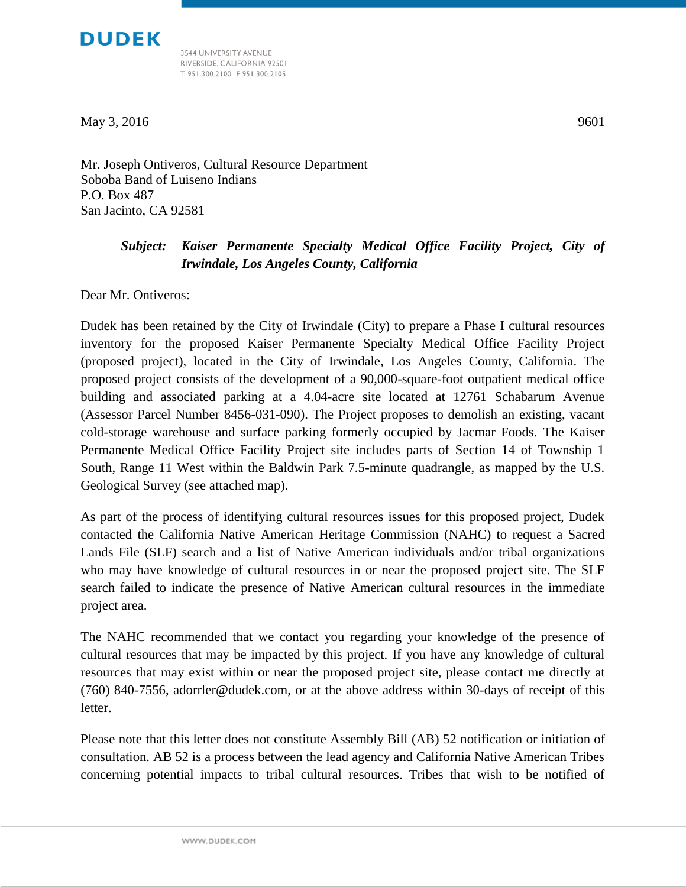**DUDEK**

3544 UNIVERSITY AVENUE
RIVERSIDE, CALIFORNIA 92501
T 951.300.2100 F 951.300.2105

May 3, 2016 9601

Mr. Joseph Ontiveros, Cultural Resource Department
Soboba Band of Luiseno Indians
P.O. Box 487
San Jacinto, CA 92581

***Subject: Kaiser Permanente Specialty Medical Office Facility Project, City of Irwindale, Los Angeles County, California***

Dear Mr. Ontiveros:

Dudek has been retained by the City of Irwindale (City) to prepare a Phase I cultural resources inventory for the proposed Kaiser Permanente Specialty Medical Office Facility Project (proposed project), located in the City of Irwindale, Los Angeles County, California. The proposed project consists of the development of a 90,000-square-foot outpatient medical office building and associated parking at a 4.04-acre site located at 12761 Schabarum Avenue (Assessor Parcel Number 8456-031-090). The Project proposes to demolish an existing, vacant cold-storage warehouse and surface parking formerly occupied by Jacmar Foods. The Kaiser Permanente Medical Office Facility Project site includes parts of Section 14 of Township 1 South, Range 11 West within the Baldwin Park 7.5-minute quadrangle, as mapped by the U.S. Geological Survey (see attached map).

As part of the process of identifying cultural resources issues for this proposed project, Dudek contacted the California Native American Heritage Commission (NAHC) to request a Sacred Lands File (SLF) search and a list of Native American individuals and/or tribal organizations who may have knowledge of cultural resources in or near the proposed project site. The SLF search failed to indicate the presence of Native American cultural resources in the immediate project area.

The NAHC recommended that we contact you regarding your knowledge of the presence of cultural resources that may be impacted by this project. If you have any knowledge of cultural resources that may exist within or near the proposed project site, please contact me directly at (760) 840-7556, adorrler@dudek.com, or at the above address within 30-days of receipt of this letter.

Please note that this letter does not constitute Assembly Bill (AB) 52 notification or initiation of consultation. AB 52 is a process between the lead agency and California Native American Tribes concerning potential impacts to tribal cultural resources. Tribes that wish to be notified of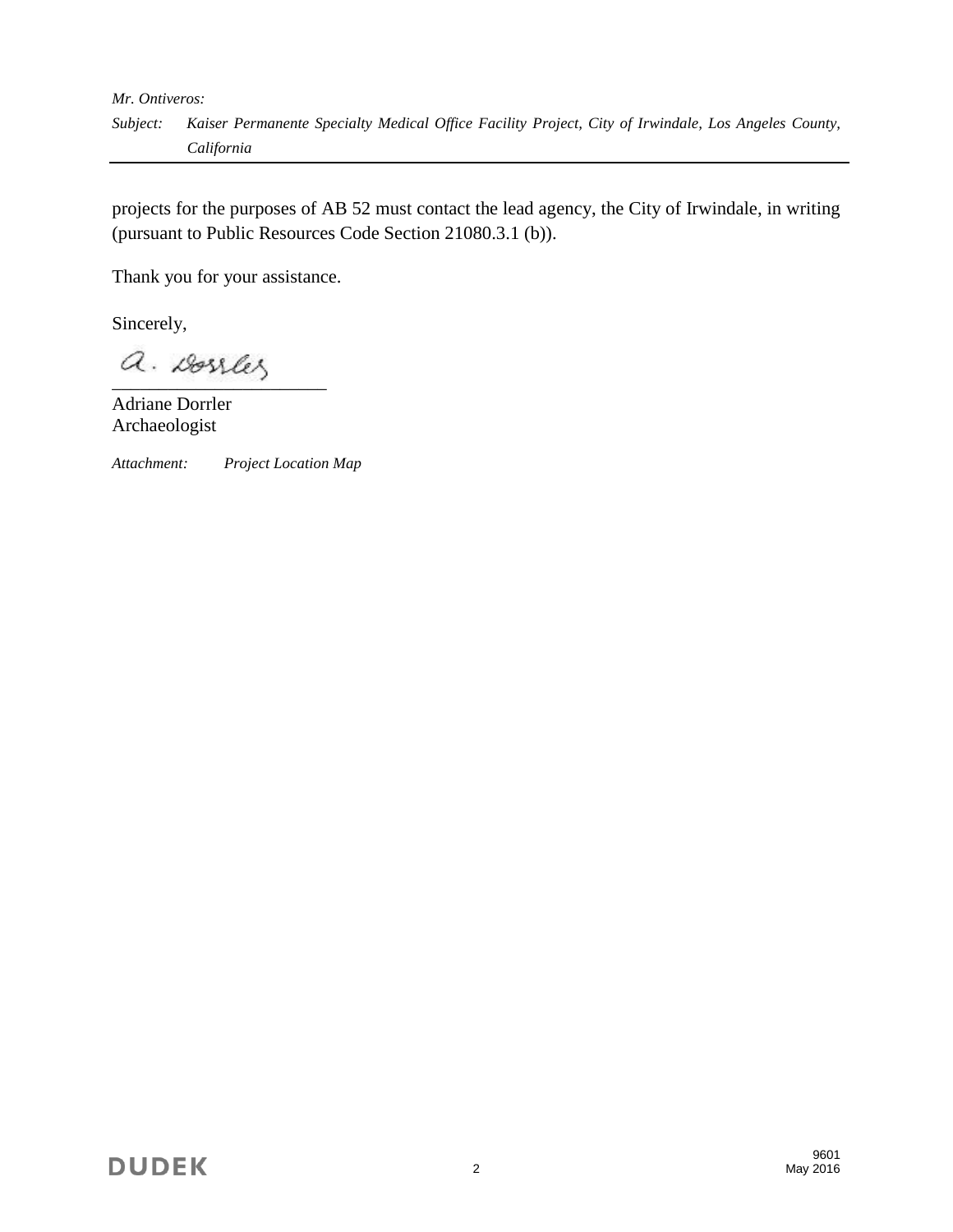projects for the purposes of AB 52 must contact the lead agency, the City of Irwindale, in writing (pursuant to Public Resources Code Section 21080.3.1 (b)).

Thank you for your assistance.

Sincerely,

Adriane Dorrler
Archaeologist

*Attachment: Project Location Map*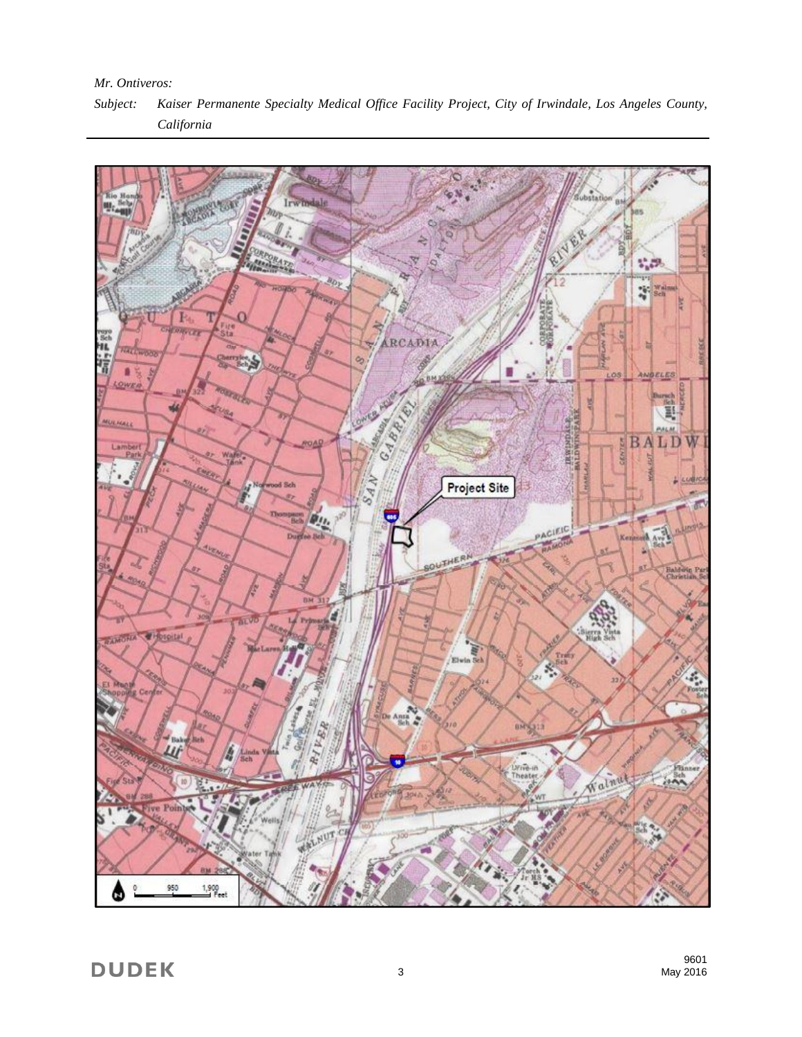*Mr. Ontiveros:*

*Subject: Kaiser Permanente Specialty Medical Office Facility Project, City of Irwindale, Los Angeles County, California*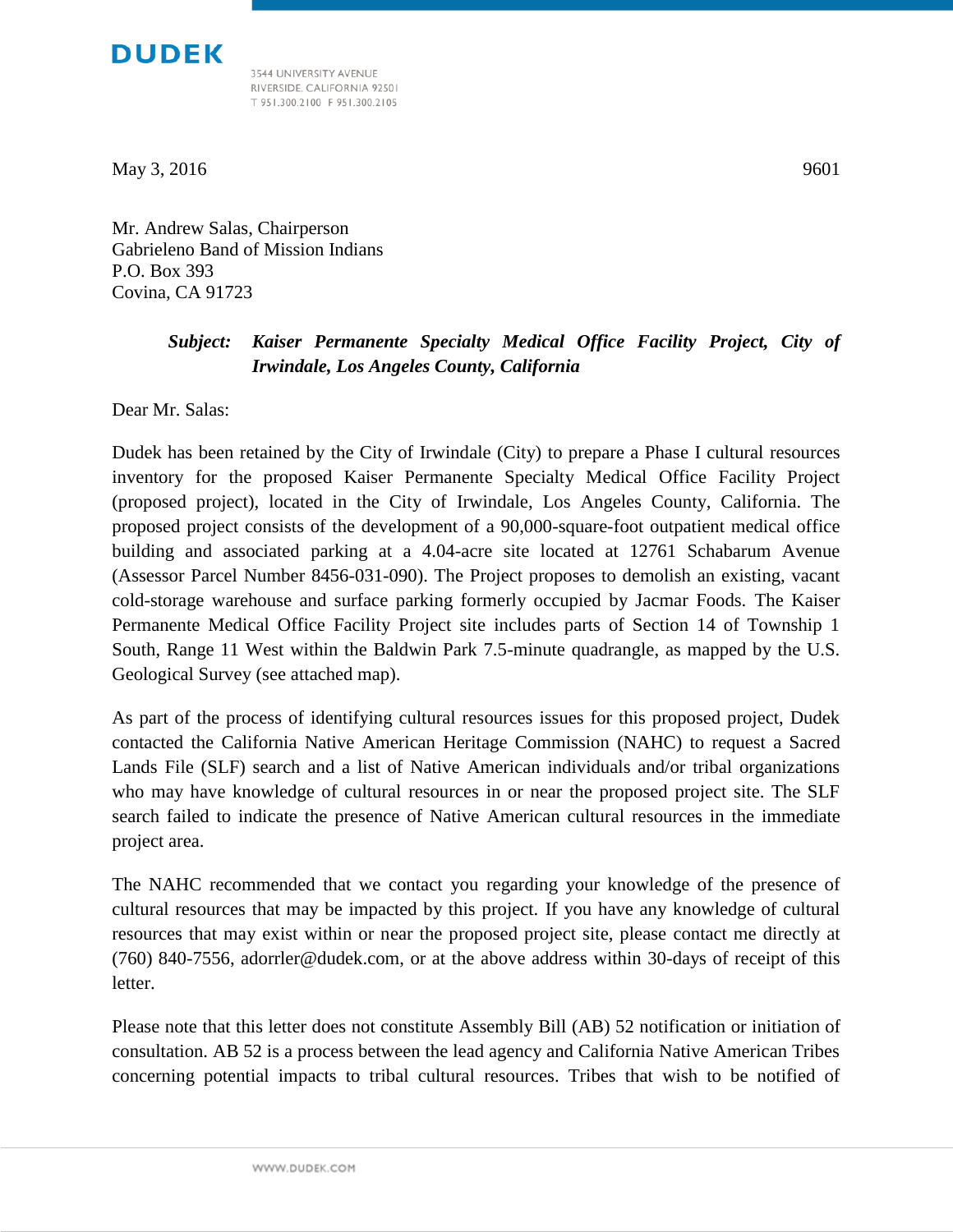DUDEK

3544 UNIVERSITY AVENUE
RIVERSIDE, CALIFORNIA 92501
T 951.300.2100 F 951.300.2105

May 3, 2016

9601

Mr. Andrew Salas, Chairperson
Gabrieleno Band of Mission Indians
P.O. Box 393
Covina, CA 91723

***Subject: Kaiser Permanente Specialty Medical Office Facility Project, City of Irwindale, Los Angeles County, California***

Dear Mr. Salas:

Dudek has been retained by the City of Irwindale (City) to prepare a Phase I cultural resources inventory for the proposed Kaiser Permanente Specialty Medical Office Facility Project (proposed project), located in the City of Irwindale, Los Angeles County, California. The proposed project consists of the development of a 90,000-square-foot outpatient medical office building and associated parking at a 4.04-acre site located at 12761 Schabarum Avenue (Assessor Parcel Number 8456-031-090). The Project proposes to demolish an existing, vacant cold-storage warehouse and surface parking formerly occupied by Jacmar Foods. The Kaiser Permanente Medical Office Facility Project site includes parts of Section 14 of Township 1 South, Range 11 West within the Baldwin Park 7.5-minute quadrangle, as mapped by the U.S. Geological Survey (see attached map).

As part of the process of identifying cultural resources issues for this proposed project, Dudek contacted the California Native American Heritage Commission (NAHC) to request a Sacred Lands File (SLF) search and a list of Native American individuals and/or tribal organizations who may have knowledge of cultural resources in or near the proposed project site. The SLF search failed to indicate the presence of Native American cultural resources in the immediate project area.

The NAHC recommended that we contact you regarding your knowledge of the presence of cultural resources that may be impacted by this project. If you have any knowledge of cultural resources that may exist within or near the proposed project site, please contact me directly at (760) 840-7556, adorrler@dudek.com, or at the above address within 30-days of receipt of this letter.

Please note that this letter does not constitute Assembly Bill (AB) 52 notification or initiation of consultation. AB 52 is a process between the lead agency and California Native American Tribes concerning potential impacts to tribal cultural resources. Tribes that wish to be notified of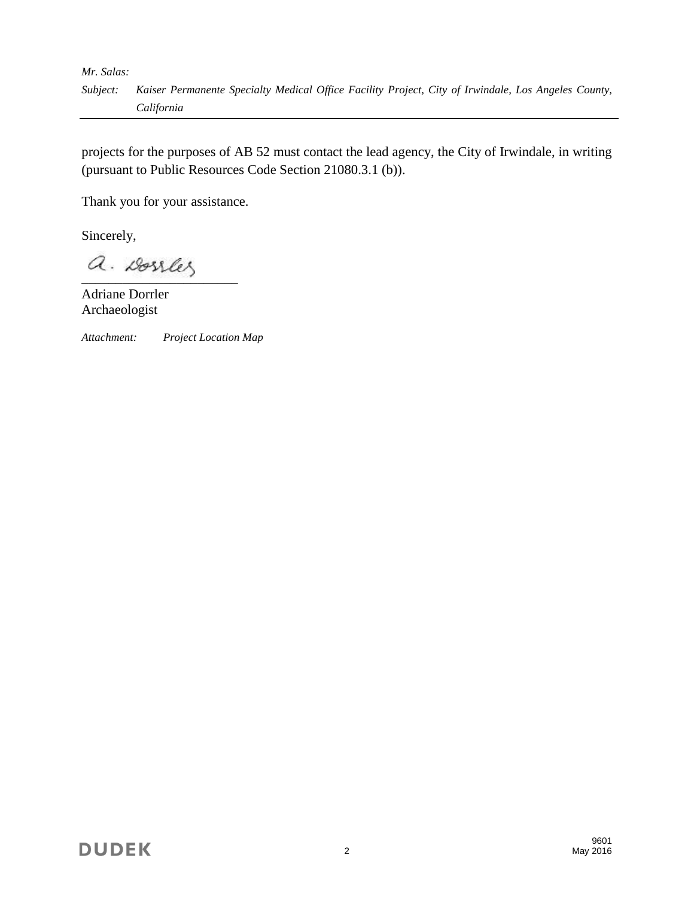projects for the purposes of AB 52 must contact the lead agency, the City of Irwindale, in writing (pursuant to Public Resources Code Section 21080.3.1 (b)).

Thank you for your assistance.

Sincerely,

A. Dorrler

Adriane Dorrler
Archaeologist

*Attachment: Project Location Map*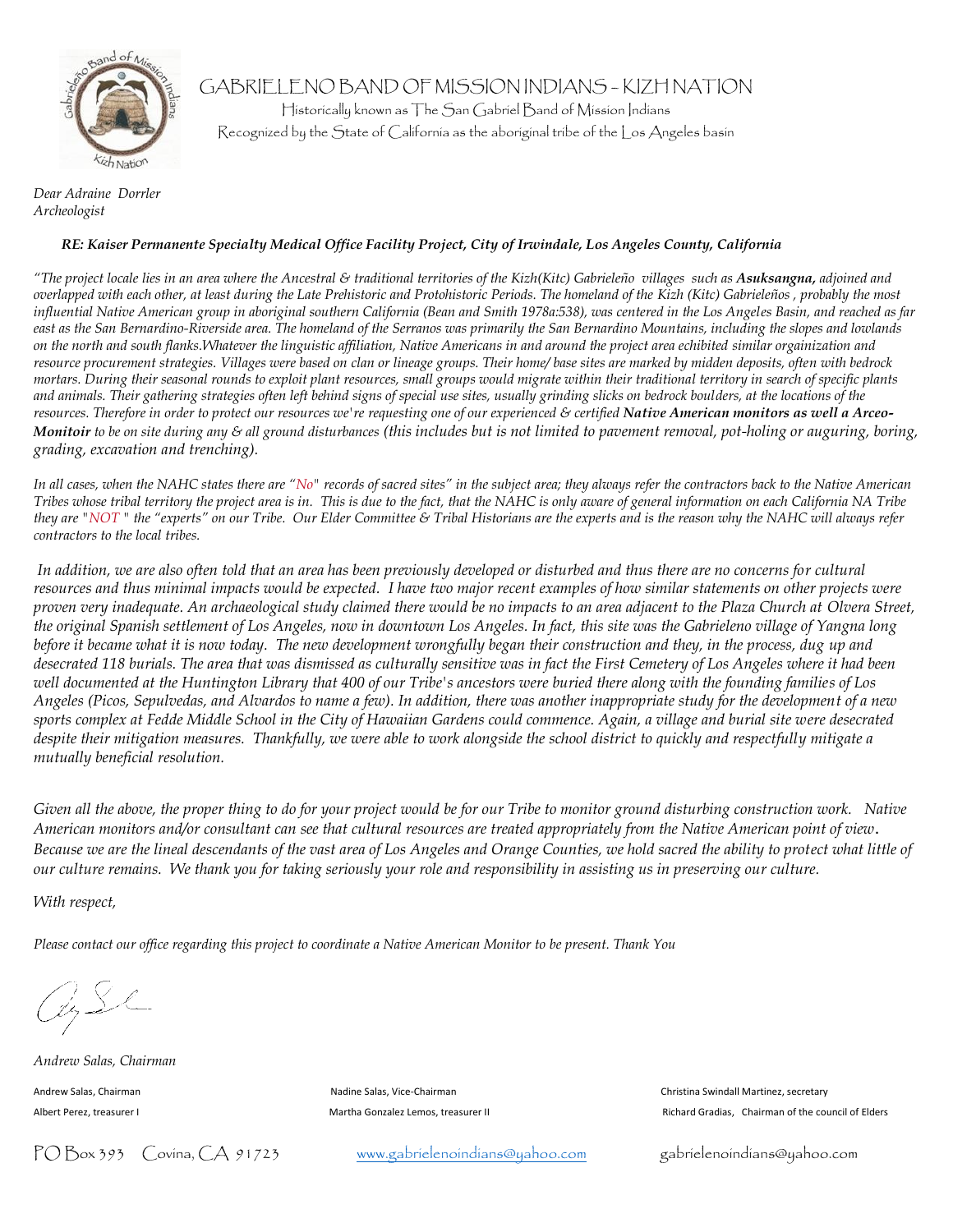# GABRIELENO BAND OF MISSION INDIANS - KIZH NATION

Historically known as The San Gabriel Band of Mission Indians

Recognized by the State of California as the aboriginal tribe of the Los Angeles basin

*Dear Adraine Dorrler*
*Archeologist*

***RE: Kaiser Permanente Specialty Medical Office Facility Project, City of Irwindale, Los Angeles County, California***

*"The project locale lies in an area where the Ancestral & traditional territories of the Kizh(Kitc) Gabrieleño villages such as **Asuksangna,** adjoined and overlapped with each other, at least during the Late Prehistoric and Protohistoric Periods. The homeland of the Kizh (Kitc) Gabrieleños , probably the most influential Native American group in aboriginal southern California (Bean and Smith 1978a:538), was centered in the Los Angeles Basin, and reached as far east as the San Bernardino-Riverside area. The homeland of the Serranos was primarily the San Bernardino Mountains, including the slopes and lowlands on the north and south flanks.Whatever the linguistic affiliation, Native Americans in and around the project area echibited similar orgainization and resource procurement strategies. Villages were based on clan or lineage groups. Their home/ base sites are marked by midden deposits, often with bedrock mortars. During their seasonal rounds to exploit plant resources, small groups would migrate within their traditional territory in search of specific plants and animals. Their gathering strategies often left behind signs of special use sites, usually grinding slicks on bedrock boulders, at the locations of the resources. Therefore in order to protect our resources we're requesting one of our experienced & certified **Native American monitors as well a Arceo-Monitoir** to be on site during any & all ground disturbances (this includes but is not limited to pavement removal, pot-holing or auguring, boring, grading, excavation and trenching).*

*In all cases, when the NAHC states there are "No" records of sacred sites" in the subject area; they always refer the contractors back to the Native American Tribes whose tribal territory the project area is in. This is due to the fact, that the NAHC is only aware of general information on each California NA Tribe they are "NOT " the "experts" on our Tribe. Our Elder Committee & Tribal Historians are the experts and is the reason why the NAHC will always refer contractors to the local tribes.*

*In addition, we are also often told that an area has been previously developed or disturbed and thus there are no concerns for cultural resources and thus minimal impacts would be expected. I have two major recent examples of how similar statements on other projects were proven very inadequate. An archaeological study claimed there would be no impacts to an area adjacent to the Plaza Church at Olvera Street, the original Spanish settlement of Los Angeles, now in downtown Los Angeles. In fact, this site was the Gabrieleno village of Yangna long before it became what it is now today. The new development wrongfully began their construction and they, in the process, dug up and desecrated 118 burials. The area that was dismissed as culturally sensitive was in fact the First Cemetery of Los Angeles where it had been well documented at the Huntington Library that 400 of our Tribe's ancestors were buried there along with the founding families of Los Angeles (Picos, Sepulvedas, and Alvardos to name a few). In addition, there was another inappropriate study for the development of a new sports complex at Fedde Middle School in the City of Hawaiian Gardens could commence. Again, a village and burial site were desecrated despite their mitigation measures. Thankfully, we were able to work alongside the school district to quickly and respectfully mitigate a mutually beneficial resolution.*

*Given all the above, the proper thing to do for your project would be for our Tribe to monitor ground disturbing construction work. Native American monitors and/or consultant can see that cultural resources are treated appropriately from the Native American point of view. Because we are the lineal descendants of the vast area of Los Angeles and Orange Counties, we hold sacred the ability to protect what little of our culture remains. We thank you for taking seriously your role and responsibility in assisting us in preserving our culture.*

*With respect,*

*Please contact our office regarding this project to coordinate a Native American Monitor to be present. Thank You*

*Andrew Salas, Chairman*

Andrew Salas, Chairman | Nadine Salas, Vice-Chairman | Christina Swindall Martinez, secretary
Albert Perez, treasurer I | Martha Gonzalez Lemos, treasurer II | Richard Gradias, Chairman of the council of Elders

PO Box 393 Covina, CA 91723 | www.gabrielenoindians@yahoo.com | gabrielenoindians@yahoo.com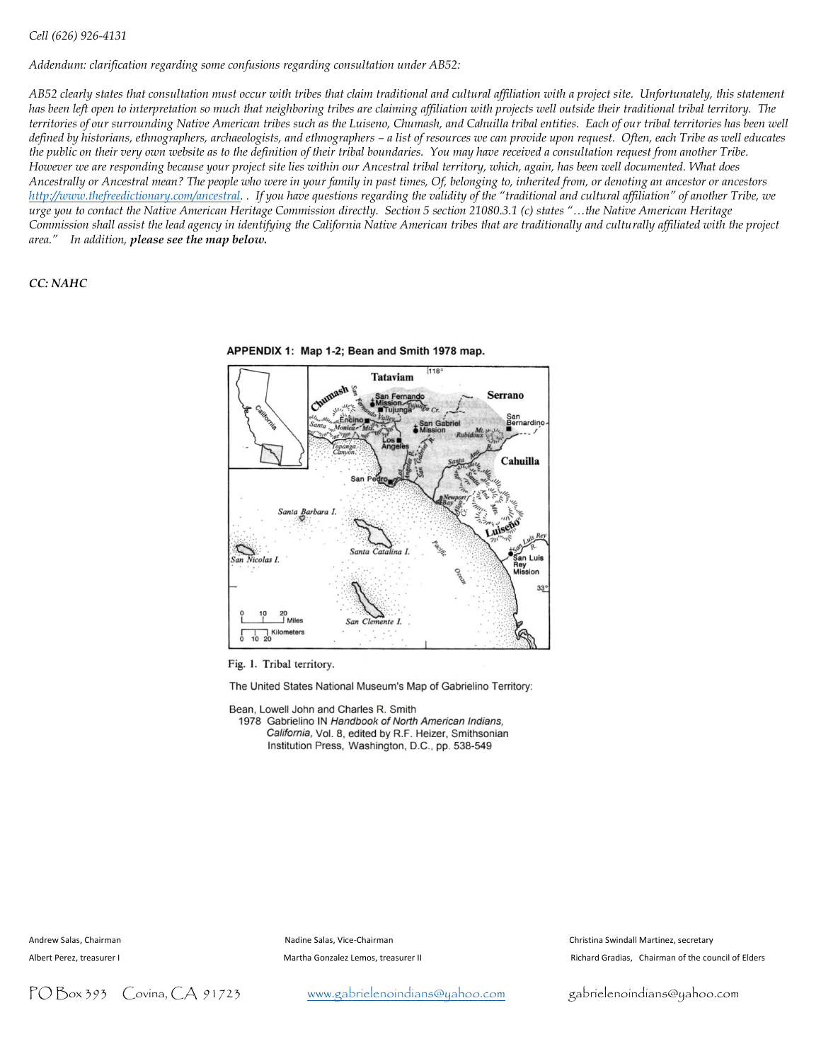*Cell (626) 926-4131*

*Addendum: clarification regarding some confusions regarding consultation under AB52:*

*AB52 clearly states that consultation must occur with tribes that claim traditional and cultural affiliation with a project site. Unfortunately, this statement has been left open to interpretation so much that neighboring tribes are claiming affiliation with projects well outside their traditional tribal territory. The territories of our surrounding Native American tribes such as the Luiseno, Chumash, and Cahuilla tribal entities. Each of our tribal territories has been well defined by historians, ethnographers, archaeologists, and ethnographers – a list of resources we can provide upon request. Often, each Tribe as well educates the public on their very own website as to the definition of their tribal boundaries. You may have received a consultation request from another Tribe. However we are responding because your project site lies within our Ancestral tribal territory, which, again, has been well documented. What does Ancestrally or Ancestral mean? The people who were in your family in past times, Of, belonging to, inherited from, or denoting an ancestor or ancestors [http://www.thefreedictionary.com/ancestral](http://www.thefreedictionary.com/ancestral). . If you have questions regarding the validity of the "traditional and cultural affiliation" of another Tribe, we urge you to contact the Native American Heritage Commission directly. Section 5 section 21080.3.1 (c) states "…the Native American Heritage Commission shall assist the lead agency in identifying the California Native American tribes that are traditionally and culturally affiliated with the project area." In addition,* ***please see the map below.***

***CC: NAHC***

**APPENDIX 1: Map 1-2; Bean and Smith 1978 map.**

Fig. 1. Tribal territory.

The United States National Museum's Map of Gabrielino Territory:

Bean, Lowell John and Charles R. Smith
1978 Gabrielino IN *Handbook of North American Indians, California*, Vol. 8, edited by R.F. Heizer, Smithsonian Institution Press, Washington, D.C., pp. 538-549

Andrew Salas, Chairman | Nadine Salas, Vice-Chairman | Christina Swindall Martinez, secretary

Albert Perez, treasurer I | Martha Gonzalez Lemos, treasurer II | Richard Gradias, Chairman of the council of Elders

PO Box 393 Covina, CA 91723 | www.gabrielenoindians@yahoo.com | gabrielenoindians@yahoo.com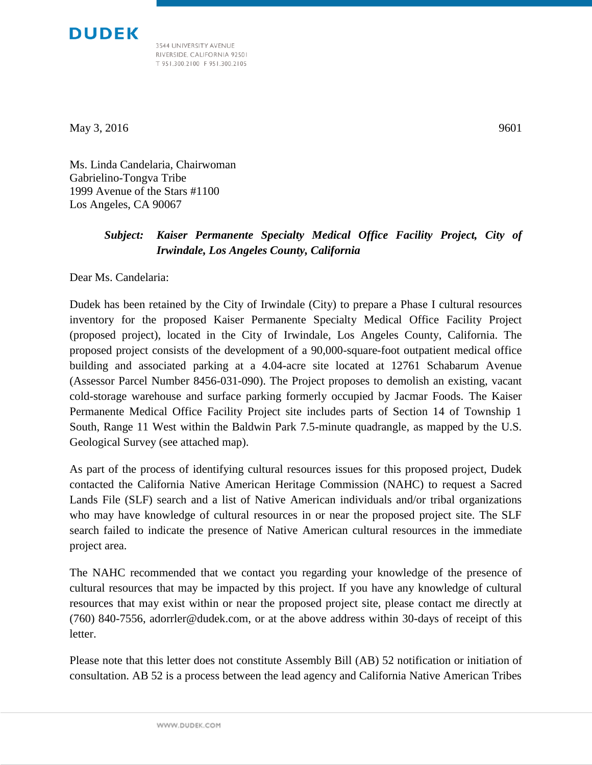**DUDEK**

3544 UNIVERSITY AVENUE
RIVERSIDE, CALIFORNIA 92501
T 951.300.2100 F 951.300.2105

May 3, 2016 9601

Ms. Linda Candelaria, Chairwoman
Gabrielino-Tongva Tribe
1999 Avenue of the Stars #1100
Los Angeles, CA 90067

***Subject: Kaiser Permanente Specialty Medical Office Facility Project, City of Irwindale, Los Angeles County, California***

Dear Ms. Candelaria:

Dudek has been retained by the City of Irwindale (City) to prepare a Phase I cultural resources inventory for the proposed Kaiser Permanente Specialty Medical Office Facility Project (proposed project), located in the City of Irwindale, Los Angeles County, California. The proposed project consists of the development of a 90,000-square-foot outpatient medical office building and associated parking at a 4.04-acre site located at 12761 Schabarum Avenue (Assessor Parcel Number 8456-031-090). The Project proposes to demolish an existing, vacant cold-storage warehouse and surface parking formerly occupied by Jacmar Foods. The Kaiser Permanente Medical Office Facility Project site includes parts of Section 14 of Township 1 South, Range 11 West within the Baldwin Park 7.5-minute quadrangle, as mapped by the U.S. Geological Survey (see attached map).

As part of the process of identifying cultural resources issues for this proposed project, Dudek contacted the California Native American Heritage Commission (NAHC) to request a Sacred Lands File (SLF) search and a list of Native American individuals and/or tribal organizations who may have knowledge of cultural resources in or near the proposed project site. The SLF search failed to indicate the presence of Native American cultural resources in the immediate project area.

The NAHC recommended that we contact you regarding your knowledge of the presence of cultural resources that may be impacted by this project. If you have any knowledge of cultural resources that may exist within or near the proposed project site, please contact me directly at (760) 840-7556, adorrler@dudek.com, or at the above address within 30-days of receipt of this letter.

Please note that this letter does not constitute Assembly Bill (AB) 52 notification or initiation of consultation. AB 52 is a process between the lead agency and California Native American Tribes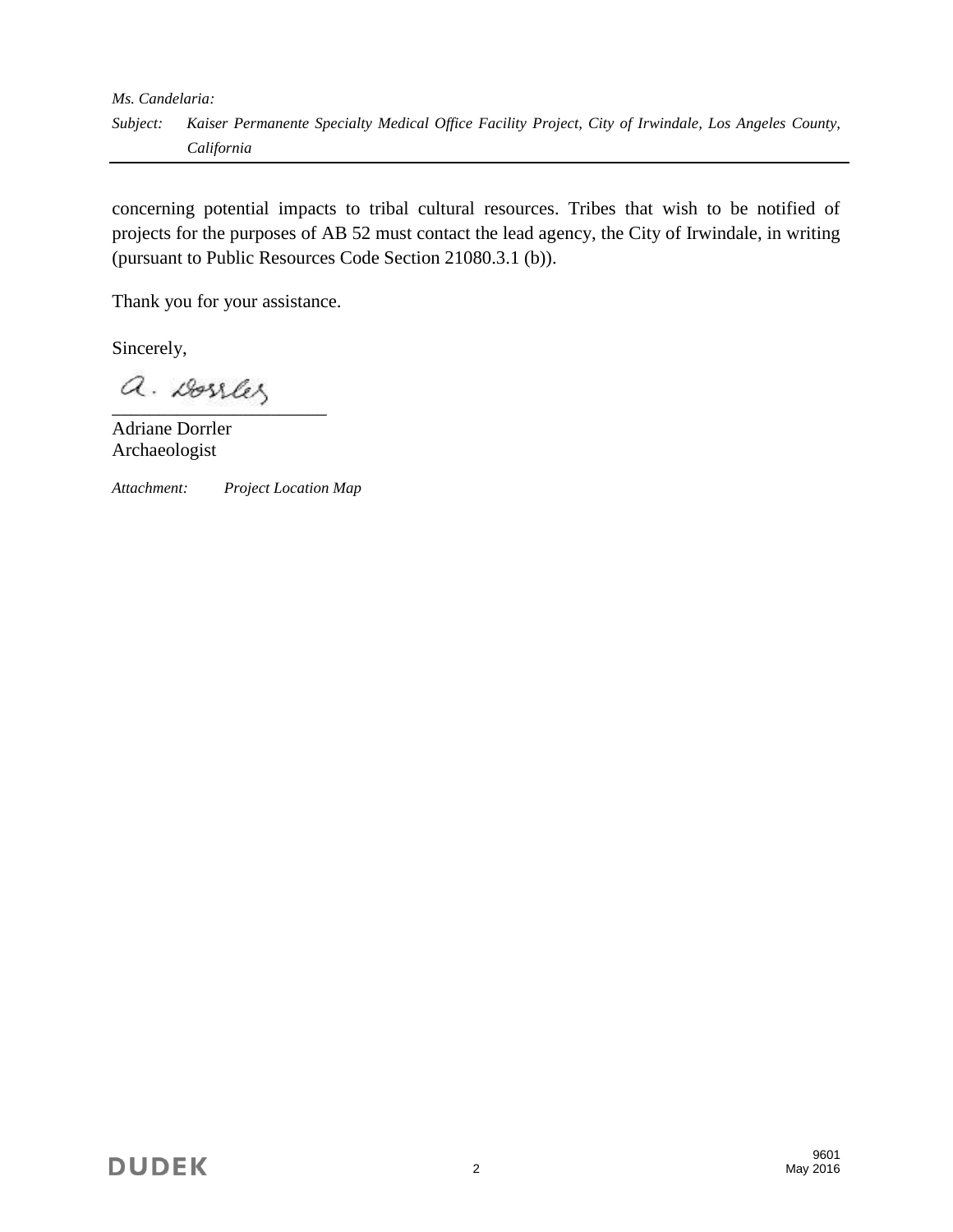concerning potential impacts to tribal cultural resources. Tribes that wish to be notified of projects for the purposes of AB 52 must contact the lead agency, the City of Irwindale, in writing (pursuant to Public Resources Code Section 21080.3.1 (b)).

Thank you for your assistance.

Sincerely,

Adriane Dorrler
Archaeologist

*Attachment: Project Location Map*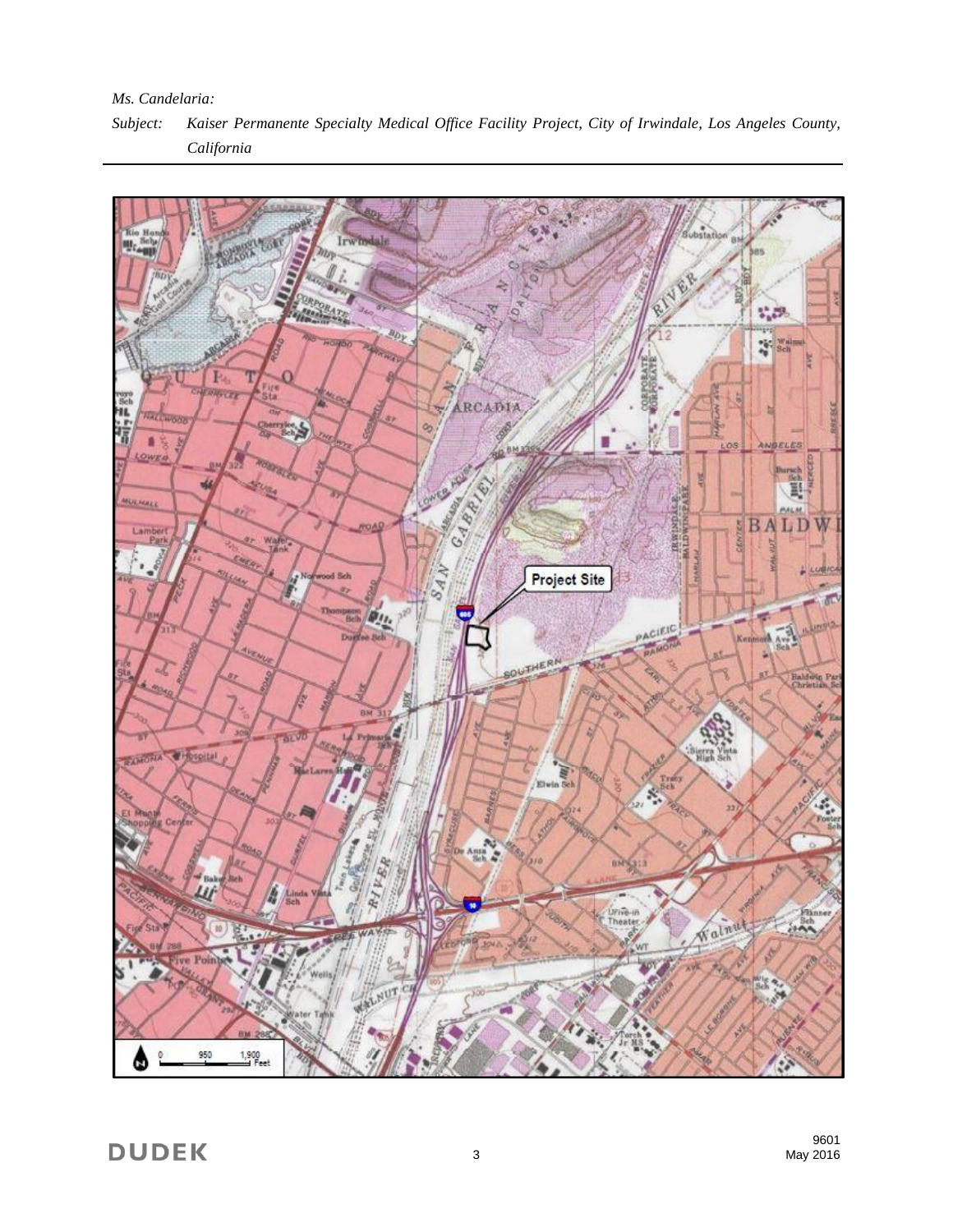*Ms. Candelaria:*

*Subject: Kaiser Permanente Specialty Medical Office Facility Project, City of Irwindale, Los Angeles County, California*

Project Site

0 950 1,900 Feet